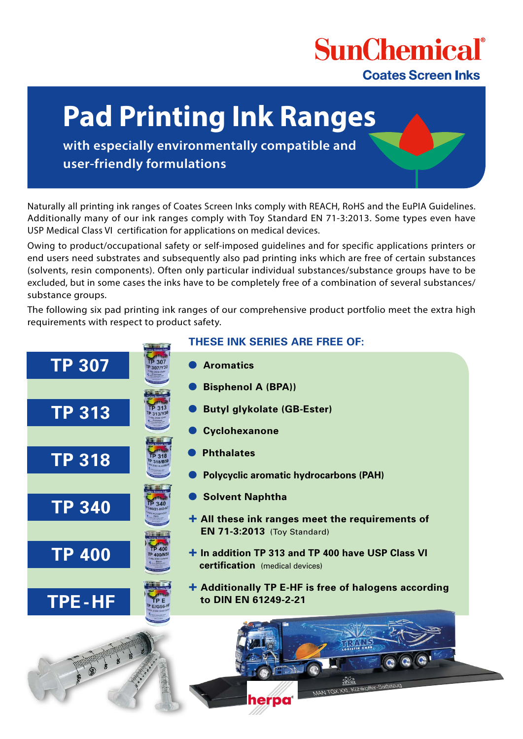SunChemical®

Coates Screen Inks

# Pad Printing Ink Ranges

**with especially environmentally compatible and user-friendly formulations**

Naturally all printing ink ranges of Coates Screen Inks comply with REACH, RoHS and the EuPIA Guidelines. Additionally many of our ink ranges comply with Toy Standard EN 71-3:2013. Some types even have USP Medical Class VI certification for applications on medical devices.

Owing to product/occupational safety or self-imposed guidelines and for specific applications printers or end users need substrates and subsequently also pad printing inks which are free of certain substances (solvents, resin components). Often only particular individual substances/substance groups have to be excluded, but in some cases the inks have to be completely free of a combination of several substances/ substance groups.

The following six pad printing ink ranges of our comprehensive product portfolio meet the extra high requirements with respect to product safety.

**TP 307**

**TP 313**

**TP 318**

**TP 340**

**TP 400**

**TPE-HF**

## THESE INK SERIES ARE FREE OF:

- **Aromatics**
- **Bisphenol A (BPA))**
- **Butyl glykolate (GB-Ester)**
- **Cyclohexanone**
- **Phthalates**
- **Polycyclic aromatic hydrocarbons (PAH)**
- **Solvent Naphtha**

\+ **All these ink ranges meet the requirements of EN 71-3:2013** (Toy Standard)

\+ **In addition TP 313 and TP 400 have USP Class VI certification** (medical devices)

\+ **Additionally TP E-HF is free of halogens according to DIN EN 61249-2-21**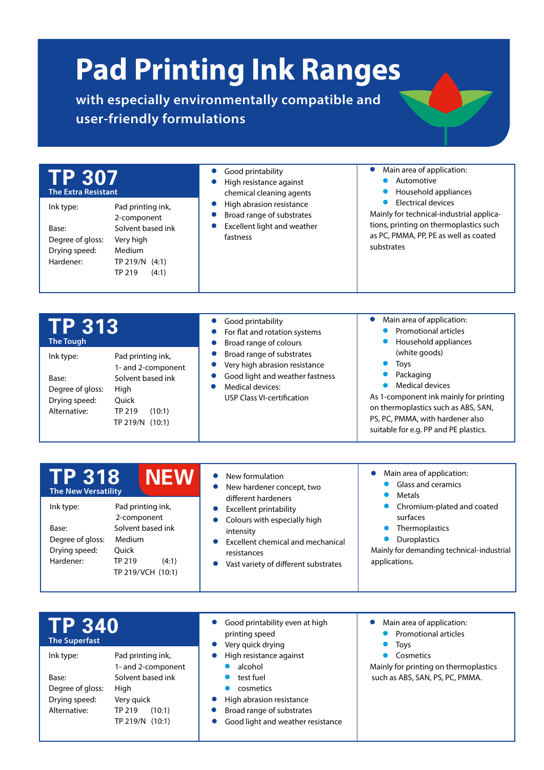# Pad Printing Ink Ranges

**with especially environmentally compatible and user-friendly formulations**

## TP 307

**The Extra Resistant**

| | |
|---|---|
| Ink type: | Pad printing ink, 2-component |
| Base: | Solvent based ink |
| Degree of gloss: | Very high |
| Drying speed: | Medium |
| Hardener: | TP 219/N (4:1)<br>TP 219 (4:1) |

- Good printability
- High resistance against chemical cleaning agents
- High abrasion resistance
- Broad range of substrates
- Excellent light and weather fastness

- Main area of application:
  - Automotive
  - Household appliances
  - Electrical devices

Mainly for technical-industrial applications, printing on thermoplastics such as PC, PMMA, PP, PE as well as coated substrates

## TP 313

**The Tough**

| | |
|---|---|
| Ink type: | Pad printing ink, 1- and 2-component |
| Base: | Solvent based ink |
| Degree of gloss: | High |
| Drying speed: | Quick |
| Alternative: | TP 219 (10:1)<br>TP 219/N (10:1) |

- Good printability
- For flat and rotation systems
- Broad range of colours
- Broad range of substrates
- Very high abrasion resistance
- Good light and weather fastness
- Medical devices: USP Class VI-certification

- Main area of application:
  - Promotional articles
  - Household appliances (white goods)
  - Toys
  - Packaging
  - Medical devices

As 1-component ink mainly for printing on thermoplastics such as ABS, SAN, PS, PC, PMMA, with hardener also suitable for e.g. PP and PE plastics.

## TP 318 NEW

**The New Versatility**

| | |
|---|---|
| Ink type: | Pad printing ink, 2-component |
| Base: | Solvent based ink |
| Degree of gloss: | Medium |
| Drying speed: | Quick |
| Hardener: | TP 219 (4:1)<br>TP 219/VCH (10:1) |

- New formulation
- New hardener concept, two different hardeners
- Excellent printability
- Colours with especially high intensity
- Excellent chemical and mechanical resistances
- Vast variety of different substrates

- Main area of application:
  - Glass and ceramics
  - Metals
  - Chromium-plated and coated surfaces
  - Thermoplastics
  - Duroplastics

Mainly for demanding technical-industrial applications.

## TP 340

**The Superfast**

| | |
|---|---|
| Ink type: | Pad printing ink, 1- and 2-component |
| Base: | Solvent based ink |
| Degree of gloss: | High |
| Drying speed: | Very quick |
| Alternative: | TP 219 (10:1)<br>TP 219/N (10:1) |

- Good printability even at high printing speed
- Very quick drying
- High resistance against
  - alcohol
  - test fuel
  - cosmetics
- High abrasion resistance
- Broad range of substrates
- Good light and weather resistance

- Main area of application:
  - Promotional articles
  - Toys
  - Cosmetics

Mainly for printing on thermoplastics such as ABS, SAN, PS, PC, PMMA.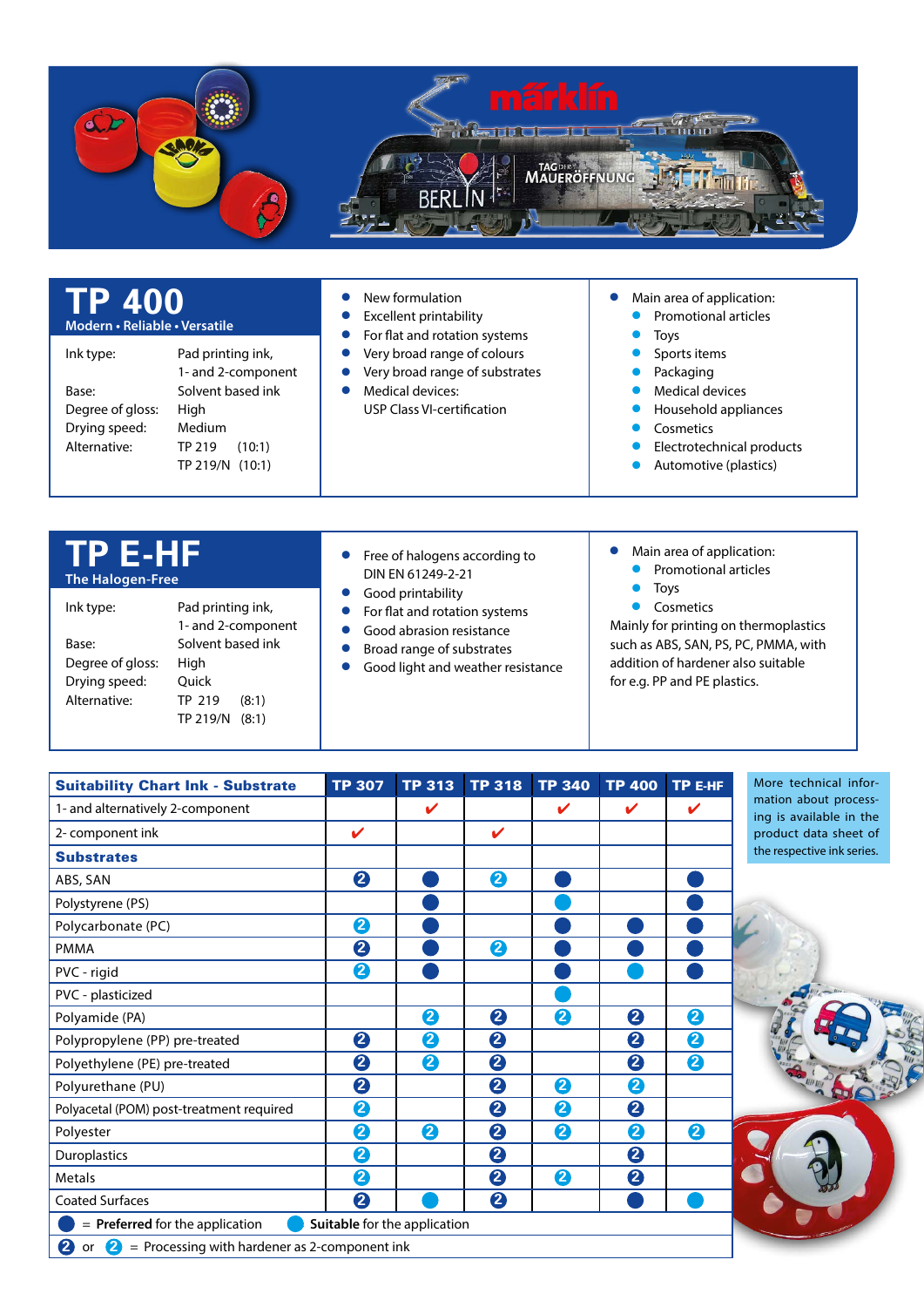## TP 400

**Modern • Reliable • Versatile**

| | |
|---|---|
| Ink type: | Pad printing ink, 1- and 2-component |
| Base: | Solvent based ink |
| Degree of gloss: | High |
| Drying speed: | Medium |
| Alternative: | TP 219 (10:1)<br>TP 219/N (10:1) |

- New formulation
- Excellent printability
- For flat and rotation systems
- Very broad range of colours
- Very broad range of substrates
- Medical devices: USP Class VI-certification

- Main area of application:
  - Promotional articles
  - Toys
  - Sports items
  - Packaging
  - Medical devices
  - Household appliances
  - Cosmetics
  - Electrotechnical products
  - Automotive (plastics)

## TP E-HF

**The Halogen-Free**

| | |
|---|---|
| Ink type: | Pad printing ink, 1- and 2-component |
| Base: | Solvent based ink |
| Degree of gloss: | High |
| Drying speed: | Quick |
| Alternative: | TP 219 (8:1)<br>TP 219/N (8:1) |

- Free of halogens according to DIN EN 61249-2-21
- Good printability
- For flat and rotation systems
- Good abrasion resistance
- Broad range of substrates
- Good light and weather resistance

- Main area of application:
  - Promotional articles
  - Toys
  - Cosmetics

Mainly for printing on thermoplastics such as ABS, SAN, PS, PC, PMMA, with addition of hardener also suitable for e.g. PP and PE plastics.

| Suitability Chart Ink - Substrate | TP 307 | TP 313 | TP 318 | TP 340 | TP 400 | TP E-HF |
|---|---|---|---|---|---|---|
| 1- and alternatively 2-component | | ✔ | | ✔ | ✔ | ✔ |
| 2- component ink | ✔ | | ✔ | | | |
| **Substrates** | | | | | | |
| ABS, SAN | ❷ | ● | ② | ● | | ● |
| Polystyrene (PS) | | ● | | ○ | | ● |
| Polycarbonate (PC) | ② | ● | | ● | ● | ● |
| PMMA | ❷ | ● | ② | ● | ● | ● |
| PVC - rigid | ② | ● | | ● | ○ | ● |
| PVC - plasticized | | | | ○ | | |
| Polyamide (PA) | | ② | ❷ | ② | ❷ | ② |
| Polypropylene (PP) pre-treated | ❷ | ② | ❷ | | ❷ | ② |
| Polyethylene (PE) pre-treated | ❷ | ② | ❷ | | ❷ | ② |
| Polyurethane (PU) | ❷ | | ❷ | ② | ② | |
| Polyacetal (POM) post-treatment required | ② | | ❷ | ② | ❷ | |
| Polyester | ② | ② | ❷ | ② | ② | ② |
| Duroplastics | ② | | ❷ | | ❷ | |
| Metals | ② | | ❷ | ② | ❷ | |
| Coated Surfaces | ❷ | ○ | ❷ | | ● | ○ |

● = **Preferred** for the application  ○ **Suitable** for the application

❷ or ② = Processing with hardener as 2-component ink

More technical information about processing is available in the product data sheet of the respective ink series.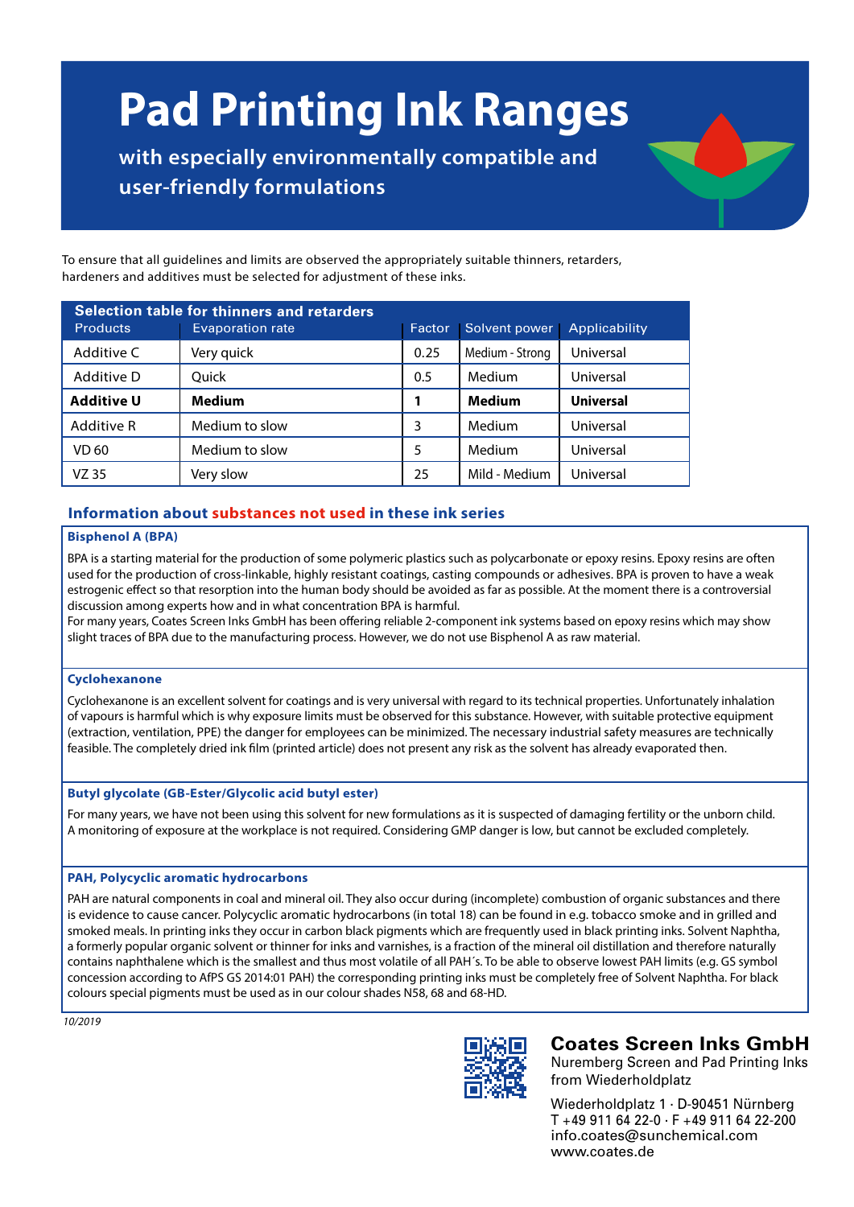# Pad Printing Ink Ranges

## with especially environmentally compatible and user-friendly formulations

To ensure that all guidelines and limits are observed the appropriately suitable thinners, retarders, hardeners and additives must be selected for adjustment of these inks.

**Selection table for thinners and retarders**

| Products | Evaporation rate | Factor | Solvent power | Applicability |
|---|---|---|---|---|
| Additive C | Very quick | 0.25 | Medium - Strong | Universal |
| Additive D | Quick | 0.5 | Medium | Universal |
| **Additive U** | **Medium** | **1** | **Medium** | **Universal** |
| Additive R | Medium to slow | 3 | Medium | Universal |
| VD 60 | Medium to slow | 5 | Medium | Universal |
| VZ 35 | Very slow | 25 | Mild - Medium | Universal |

## Information about substances not used in these ink series

### Bisphenol A (BPA)

BPA is a starting material for the production of some polymeric plastics such as polycarbonate or epoxy resins. Epoxy resins are often used for the production of cross-linkable, highly resistant coatings, casting compounds or adhesives. BPA is proven to have a weak estrogenic effect so that resorption into the human body should be avoided as far as possible. At the moment there is a controversial discussion among experts how and in what concentration BPA is harmful.

For many years, Coates Screen Inks GmbH has been offering reliable 2-component ink systems based on epoxy resins which may show slight traces of BPA due to the manufacturing process. However, we do not use Bisphenol A as raw material.

### Cyclohexanone

Cyclohexanone is an excellent solvent for coatings and is very universal with regard to its technical properties. Unfortunately inhalation of vapours is harmful which is why exposure limits must be observed for this substance. However, with suitable protective equipment (extraction, ventilation, PPE) the danger for employees can be minimized. The necessary industrial safety measures are technically feasible. The completely dried ink film (printed article) does not present any risk as the solvent has already evaporated then.

### Butyl glycolate (GB-Ester/Glycolic acid butyl ester)

For many years, we have not been using this solvent for new formulations as it is suspected of damaging fertility or the unborn child. A monitoring of exposure at the workplace is not required. Considering GMP danger is low, but cannot be excluded completely.

### PAH, Polycyclic aromatic hydrocarbons

PAH are natural components in coal and mineral oil. They also occur during (incomplete) combustion of organic substances and there is evidence to cause cancer. Polycyclic aromatic hydrocarbons (in total 18) can be found in e.g. tobacco smoke and in grilled and smoked meals. In printing inks they occur in carbon black pigments which are frequently used in black printing inks. Solvent Naphtha, a formerly popular organic solvent or thinner for inks and varnishes, is a fraction of the mineral oil distillation and therefore naturally contains naphthalene which is the smallest and thus most volatile of all PAH´s. To be able to observe lowest PAH limits (e.g. GS symbol concession according to AfPS GS 2014:01 PAH) the corresponding printing inks must be completely free of Solvent Naphtha. For black colours special pigments must be used as in our colour shades N58, 68 and 68-HD.

*10/2019*

**Coates Screen Inks GmbH**
Nuremberg Screen and Pad Printing Inks
from Wiederholdplatz

Wiederholdplatz 1 · D-90451 Nürnberg
T +49 911 64 22-0 · F +49 911 64 22-200
info.coates@sunchemical.com
www.coates.de